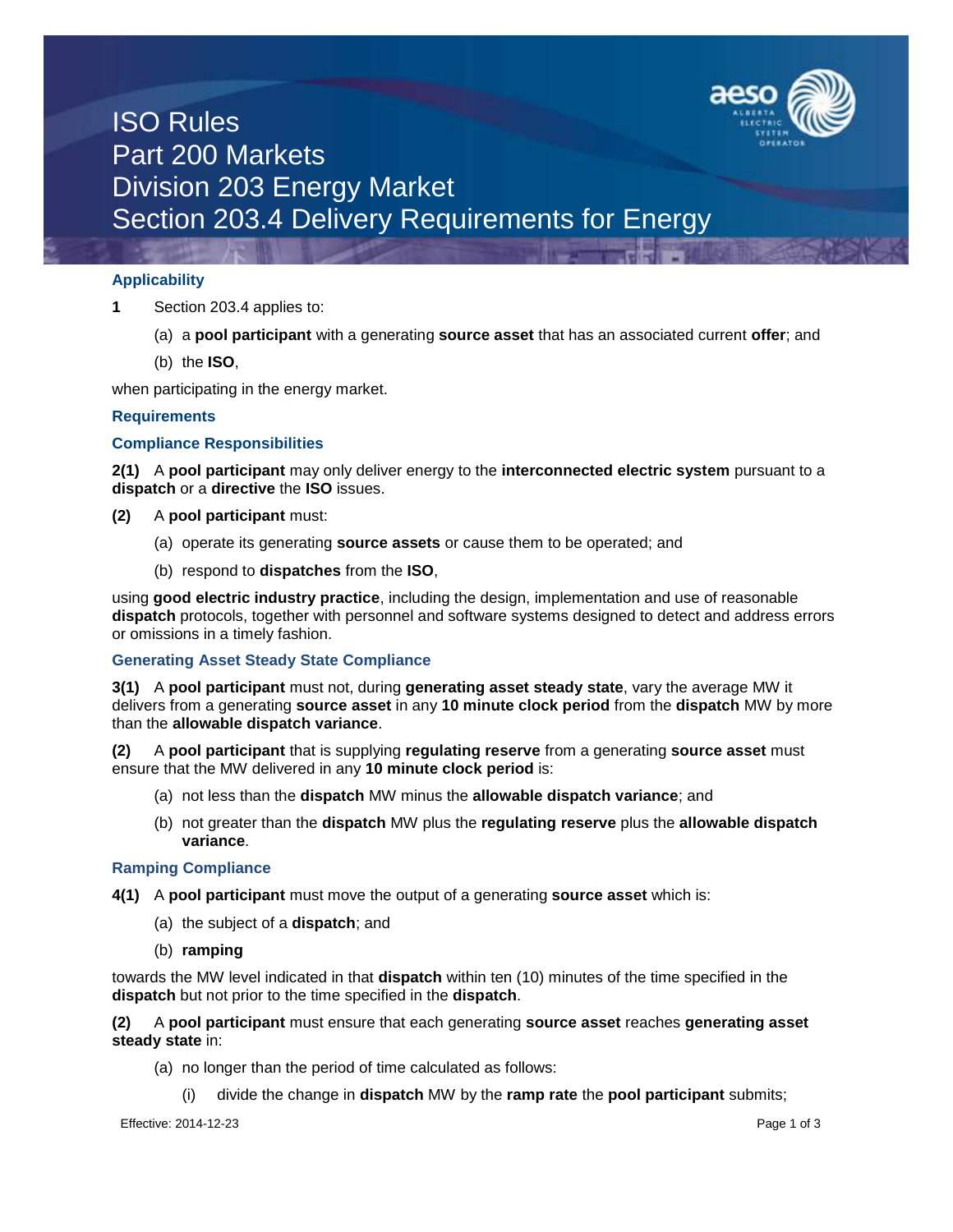# ISO Rules
# Part 200 Markets
# Division 203 Energy Market
# Section 203.4 Delivery Requirements for Energy

## Applicability

**1** Section 203.4 applies to:

(a) a **pool participant** with a generating **source asset** that has an associated current **offer**; and

(b) the **ISO**,

when participating in the energy market.

## Requirements

### Compliance Responsibilities

**2(1)** A **pool participant** may only deliver energy to the **interconnected electric system** pursuant to a **dispatch** or a **directive** the **ISO** issues.

**(2)** A **pool participant** must:

(a) operate its generating **source assets** or cause them to be operated; and

(b) respond to **dispatches** from the **ISO**,

using **good electric industry practice**, including the design, implementation and use of reasonable **dispatch** protocols, together with personnel and software systems designed to detect and address errors or omissions in a timely fashion.

### Generating Asset Steady State Compliance

**3(1)** A **pool participant** must not, during **generating asset steady state**, vary the average MW it delivers from a generating **source asset** in any **10 minute clock period** from the **dispatch** MW by more than the **allowable dispatch variance**.

**(2)** A **pool participant** that is supplying **regulating reserve** from a generating **source asset** must ensure that the MW delivered in any **10 minute clock period** is:

(a) not less than the **dispatch** MW minus the **allowable dispatch variance**; and

(b) not greater than the **dispatch** MW plus the **regulating reserve** plus the **allowable dispatch variance**.

### Ramping Compliance

**4(1)** A **pool participant** must move the output of a generating **source asset** which is:

(a) the subject of a **dispatch**; and

(b) **ramping**

towards the MW level indicated in that **dispatch** within ten (10) minutes of the time specified in the **dispatch** but not prior to the time specified in the **dispatch**.

**(2)** A **pool participant** must ensure that each generating **source asset** reaches **generating asset steady state** in:

(a) no longer than the period of time calculated as follows:

(i) divide the change in **dispatch** MW by the **ramp rate** the **pool participant** submits;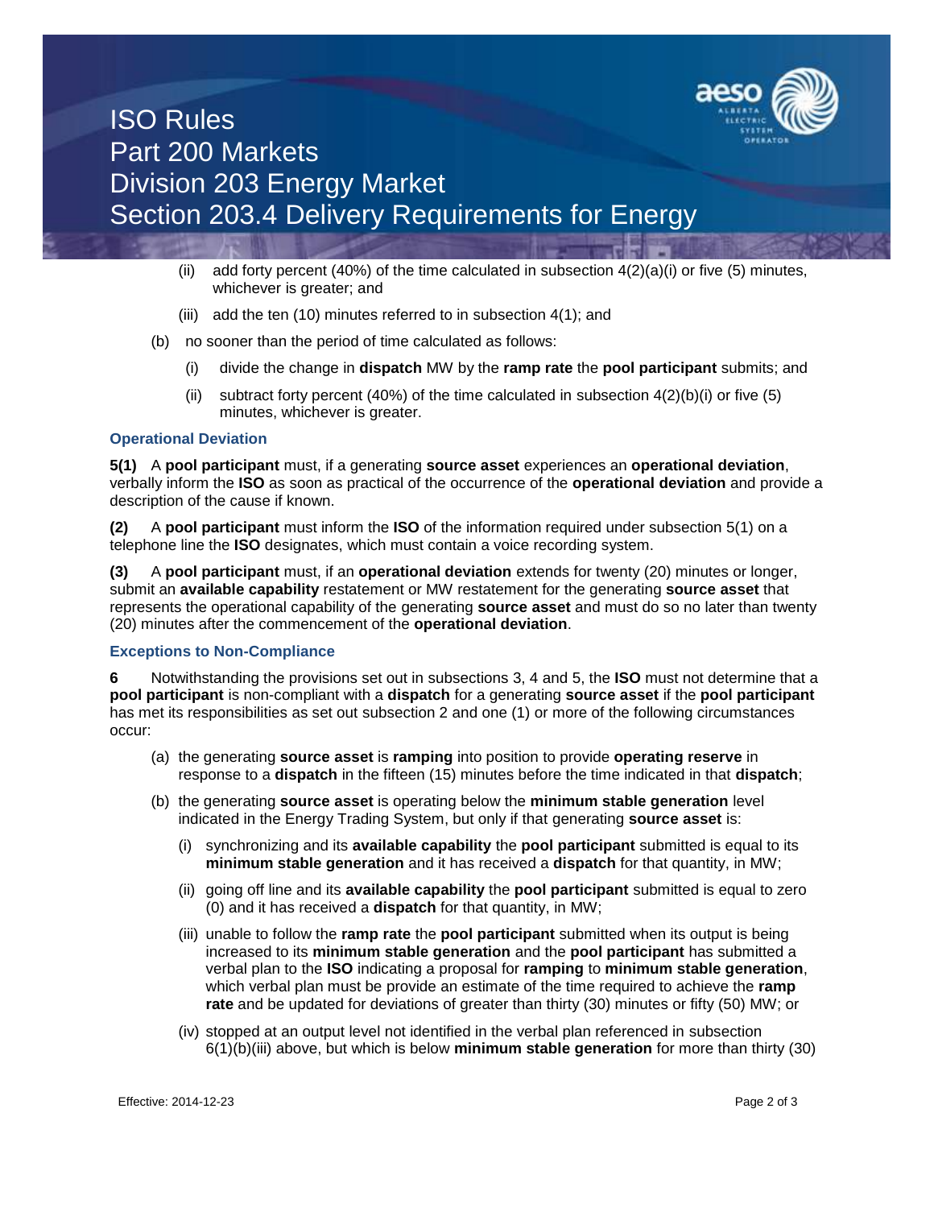(ii) add forty percent (40%) of the time calculated in subsection 4(2)(a)(i) or five (5) minutes, whichever is greater; and

(iii) add the ten (10) minutes referred to in subsection 4(1); and

(b) no sooner than the period of time calculated as follows:

(i) divide the change in **dispatch** MW by the **ramp rate** the **pool participant** submits; and

(ii) subtract forty percent (40%) of the time calculated in subsection 4(2)(b)(i) or five (5) minutes, whichever is greater.

### Operational Deviation

**5(1)** A **pool participant** must, if a generating **source asset** experiences an **operational deviation**, verbally inform the **ISO** as soon as practical of the occurrence of the **operational deviation** and provide a description of the cause if known.

**(2)** A **pool participant** must inform the **ISO** of the information required under subsection 5(1) on a telephone line the **ISO** designates, which must contain a voice recording system.

**(3)** A **pool participant** must, if an **operational deviation** extends for twenty (20) minutes or longer, submit an **available capability** restatement or MW restatement for the generating **source asset** that represents the operational capability of the generating **source asset** and must do so no later than twenty (20) minutes after the commencement of the **operational deviation**.

### Exceptions to Non-Compliance

**6** Notwithstanding the provisions set out in subsections 3, 4 and 5, the **ISO** must not determine that a **pool participant** is non-compliant with a **dispatch** for a generating **source asset** if the **pool participant** has met its responsibilities as set out subsection 2 and one (1) or more of the following circumstances occur:

(a) the generating **source asset** is **ramping** into position to provide **operating reserve** in response to a **dispatch** in the fifteen (15) minutes before the time indicated in that **dispatch**;

(b) the generating **source asset** is operating below the **minimum stable generation** level indicated in the Energy Trading System, but only if that generating **source asset** is:

(i) synchronizing and its **available capability** the **pool participant** submitted is equal to its **minimum stable generation** and it has received a **dispatch** for that quantity, in MW;

(ii) going off line and its **available capability** the **pool participant** submitted is equal to zero (0) and it has received a **dispatch** for that quantity, in MW;

(iii) unable to follow the **ramp rate** the **pool participant** submitted when its output is being increased to its **minimum stable generation** and the **pool participant** has submitted a verbal plan to the **ISO** indicating a proposal for **ramping** to **minimum stable generation**, which verbal plan must be provide an estimate of the time required to achieve the **ramp rate** and be updated for deviations of greater than thirty (30) minutes or fifty (50) MW; or

(iv) stopped at an output level not identified in the verbal plan referenced in subsection 6(1)(b)(iii) above, but which is below **minimum stable generation** for more than thirty (30)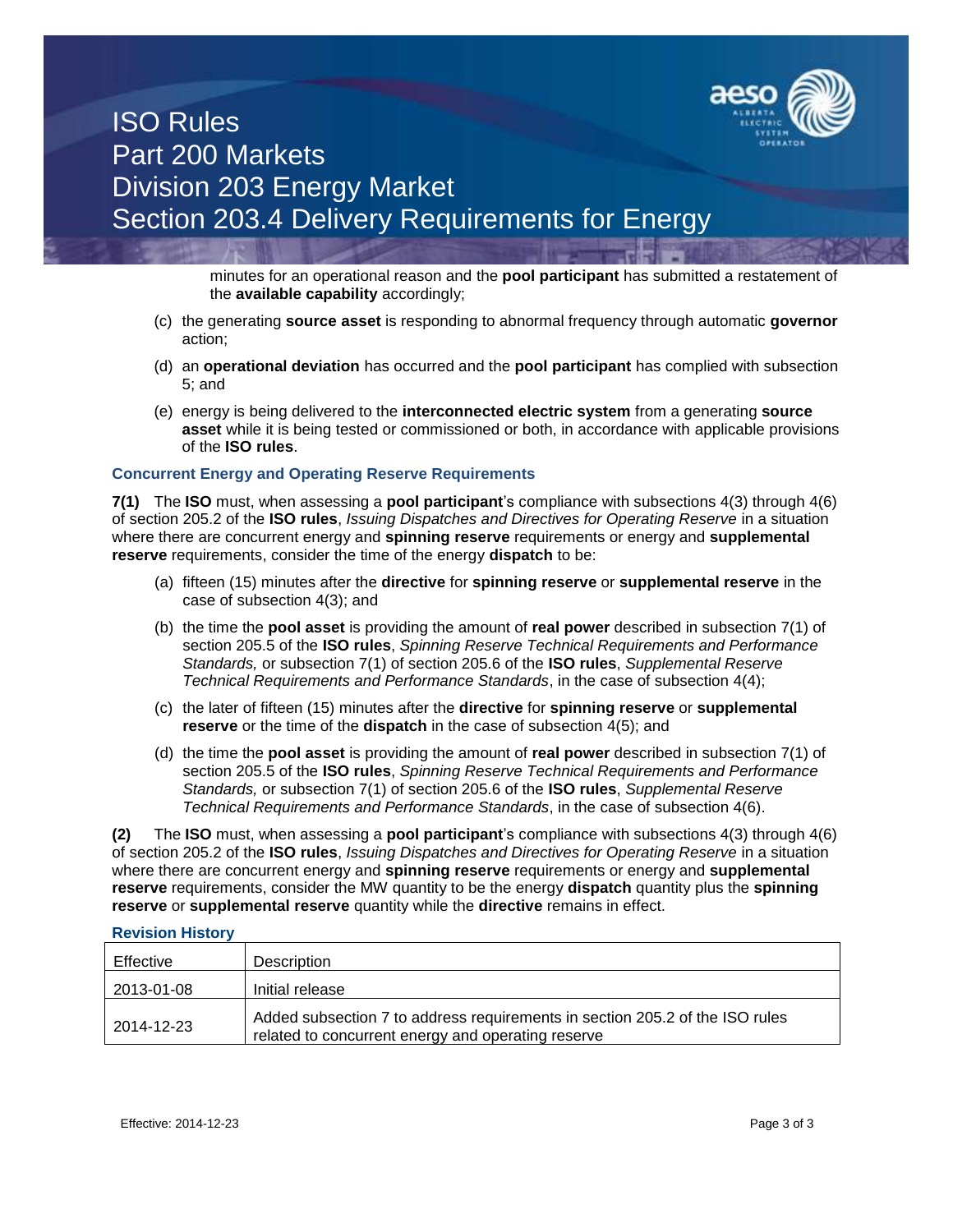minutes for an operational reason and the **pool participant** has submitted a restatement of the **available capability** accordingly;

(c) the generating **source asset** is responding to abnormal frequency through automatic **governor** action;

(d) an **operational deviation** has occurred and the **pool participant** has complied with subsection 5; and

(e) energy is being delivered to the **interconnected electric system** from a generating **source asset** while it is being tested or commissioned or both, in accordance with applicable provisions of the **ISO rules**.

### Concurrent Energy and Operating Reserve Requirements

**7(1)** The **ISO** must, when assessing a **pool participant**'s compliance with subsections 4(3) through 4(6) of section 205.2 of the **ISO rules**, *Issuing Dispatches and Directives for Operating Reserve* in a situation where there are concurrent energy and **spinning reserve** requirements or energy and **supplemental reserve** requirements, consider the time of the energy **dispatch** to be:

(a) fifteen (15) minutes after the **directive** for **spinning reserve** or **supplemental reserve** in the case of subsection 4(3); and

(b) the time the **pool asset** is providing the amount of **real power** described in subsection 7(1) of section 205.5 of the **ISO rules**, *Spinning Reserve Technical Requirements and Performance Standards,* or subsection 7(1) of section 205.6 of the **ISO rules**, *Supplemental Reserve Technical Requirements and Performance Standards*, in the case of subsection 4(4);

(c) the later of fifteen (15) minutes after the **directive** for **spinning reserve** or **supplemental reserve** or the time of the **dispatch** in the case of subsection 4(5); and

(d) the time the **pool asset** is providing the amount of **real power** described in subsection 7(1) of section 205.5 of the **ISO rules**, *Spinning Reserve Technical Requirements and Performance Standards,* or subsection 7(1) of section 205.6 of the **ISO rules**, *Supplemental Reserve Technical Requirements and Performance Standards*, in the case of subsection 4(6).

**(2)** The **ISO** must, when assessing a **pool participant**'s compliance with subsections 4(3) through 4(6) of section 205.2 of the **ISO rules**, *Issuing Dispatches and Directives for Operating Reserve* in a situation where there are concurrent energy and **spinning reserve** requirements or energy and **supplemental reserve** requirements, consider the MW quantity to be the energy **dispatch** quantity plus the **spinning reserve** or **supplemental reserve** quantity while the **directive** remains in effect.

### Revision History

| Effective | Description |
| --- | --- |
| 2013-01-08 | Initial release |
| 2014-12-23 | Added subsection 7 to address requirements in section 205.2 of the ISO rules related to concurrent energy and operating reserve |